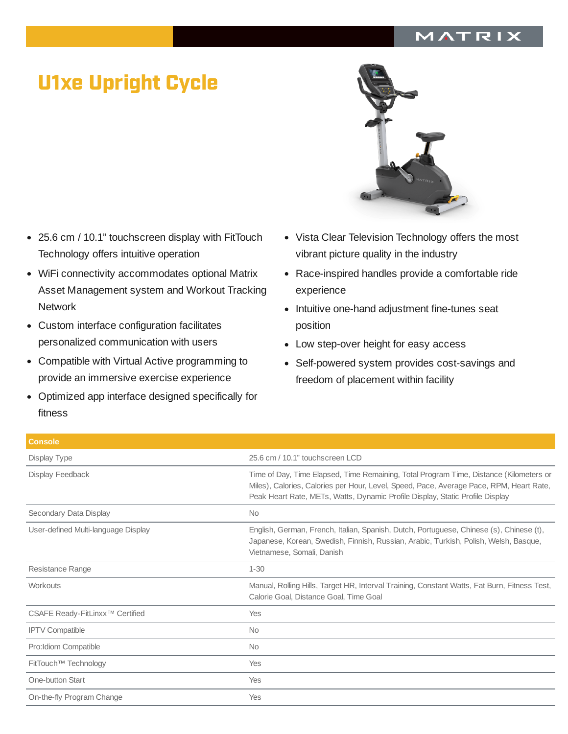# U1xe Upright Cycle

- 25.6 cm / 10.1" touchscreen display with FitTouch Technology offers intuitive operation
- WiFi connectivity accommodates optional Matrix Asset Management system and Workout Tracking Network
- Custom interface configuration facilitates personalized communication with users
- Compatible with Virtual Active programming to provide an immersive exercise experience
- Optimized app interface designed specifically for fitness
- Vista Clear Television Technology offers the most vibrant picture quality in the industry
- Race-inspired handles provide a comfortable ride experience
- Intuitive one-hand adjustment fine-tunes seat position
- Low step-over height for easy access
- Self-powered system provides cost-savings and freedom of placement within facility

| Console | |
|---|---|
| Display Type | 25.6 cm / 10.1" touchscreen LCD |
| Display Feedback | Time of Day, Time Elapsed, Time Remaining, Total Program Time, Distance (Kilometers or Miles), Calories, Calories per Hour, Level, Speed, Pace, Average Pace, RPM, Heart Rate, Peak Heart Rate, METs, Watts, Dynamic Profile Display, Static Profile Display |
| Secondary Data Display | No |
| User-defined Multi-language Display | English, German, French, Italian, Spanish, Dutch, Portuguese, Chinese (s), Chinese (t), Japanese, Korean, Swedish, Finnish, Russian, Arabic, Turkish, Polish, Welsh, Basque, Vietnamese, Somali, Danish |
| Resistance Range | 1-30 |
| Workouts | Manual, Rolling Hills, Target HR, Interval Training, Constant Watts, Fat Burn, Fitness Test, Calorie Goal, Distance Goal, Time Goal |
| CSAFE Ready-FitLinxx™ Certified | Yes |
| IPTV Compatible | No |
| Pro:Idiom Compatible | No |
| FitTouch™ Technology | Yes |
| One-button Start | Yes |
| On-the-fly Program Change | Yes |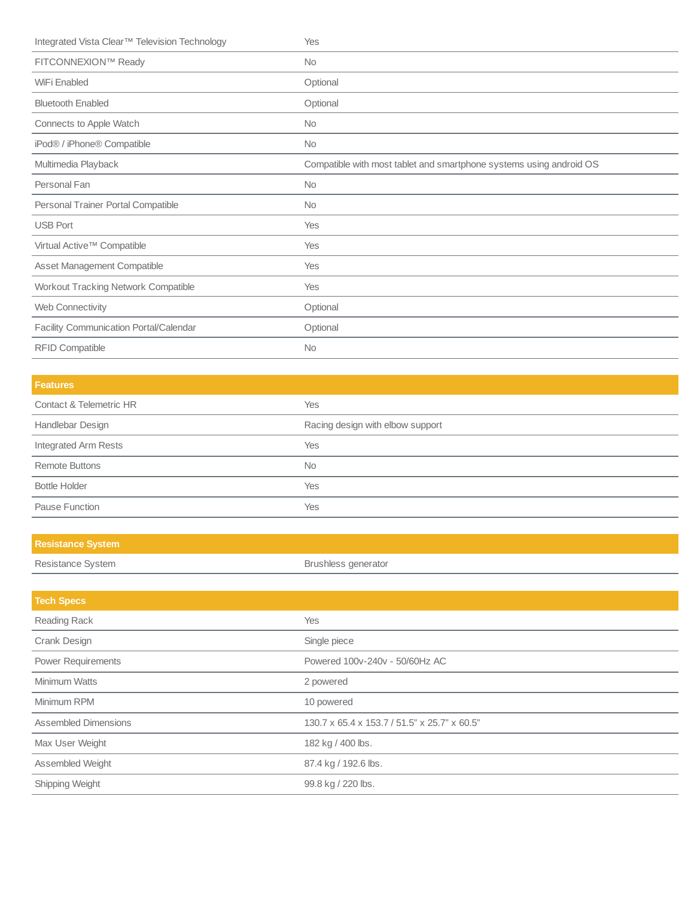| | |
|---|---|
| Integrated Vista Clear™ Television Technology | Yes |
| FITCONNEXION™ Ready | No |
| WiFi Enabled | Optional |
| Bluetooth Enabled | Optional |
| Connects to Apple Watch | No |
| iPod® / iPhone® Compatible | No |
| Multimedia Playback | Compatible with most tablet and smartphone systems using android OS |
| Personal Fan | No |
| Personal Trainer Portal Compatible | No |
| USB Port | Yes |
| Virtual Active™ Compatible | Yes |
| Asset Management Compatible | Yes |
| Workout Tracking Network Compatible | Yes |
| Web Connectivity | Optional |
| Facility Communication Portal/Calendar | Optional |
| RFID Compatible | No |

| Features | |
|---|---|
| Contact & Telemetric HR | Yes |
| Handlebar Design | Racing design with elbow support |
| Integrated Arm Rests | Yes |
| Remote Buttons | No |
| Bottle Holder | Yes |
| Pause Function | Yes |

| Resistance System | |
|---|---|
| Resistance System | Brushless generator |

| Tech Specs | |
|---|---|
| Reading Rack | Yes |
| Crank Design | Single piece |
| Power Requirements | Powered 100v-240v - 50/60Hz AC |
| Minimum Watts | 2 powered |
| Minimum RPM | 10 powered |
| Assembled Dimensions | 130.7 x 65.4 x 153.7 / 51.5" x 25.7" x 60.5" |
| Max User Weight | 182 kg / 400 lbs. |
| Assembled Weight | 87.4 kg / 192.6 lbs. |
| Shipping Weight | 99.8 kg / 220 lbs. |